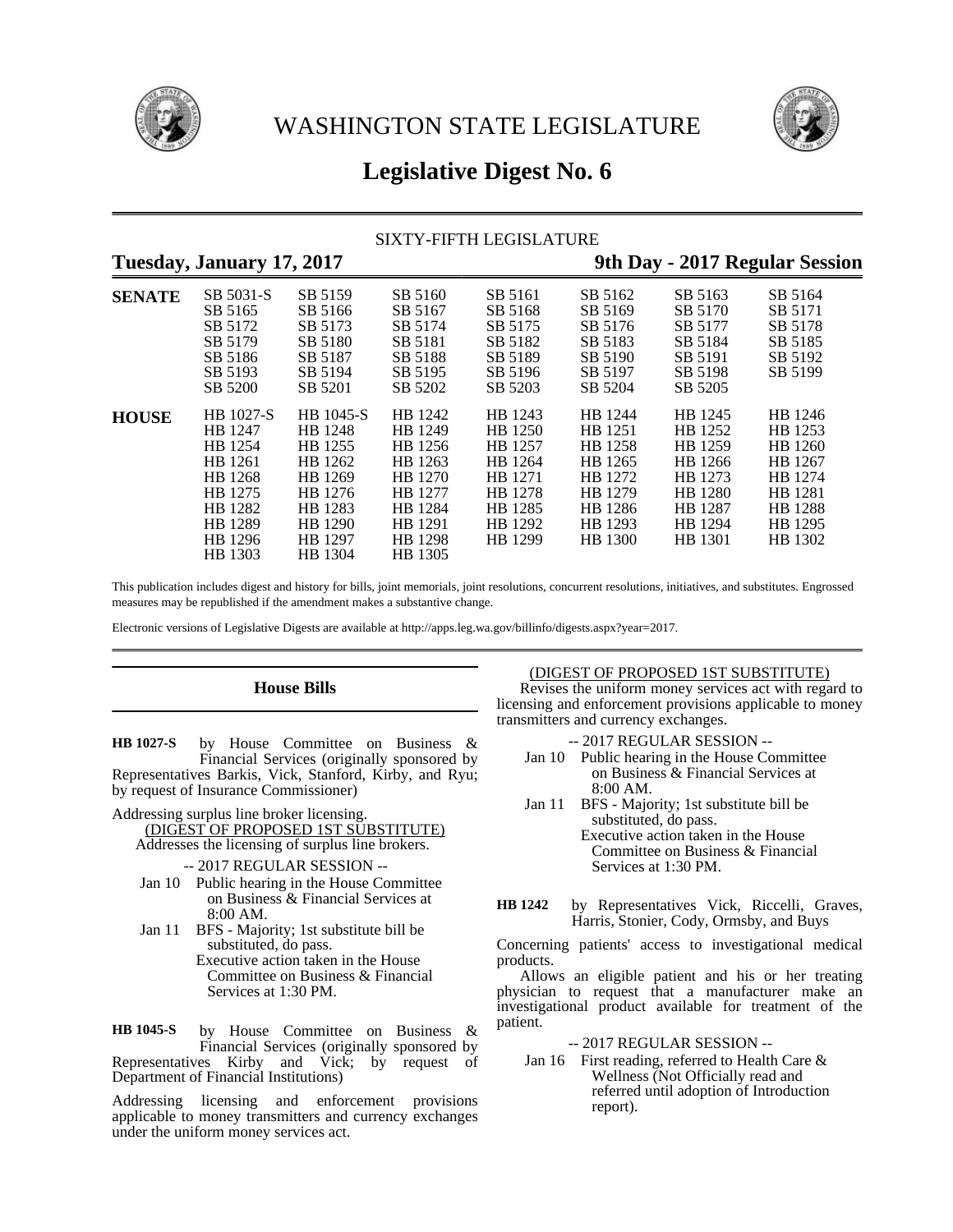# WASHINGTON STATE LEGISLATURE

# Legislative Digest No. 6

SIXTY-FIFTH LEGISLATURE

**Tuesday, January 17, 2017** **9th Day - 2017 Regular Session**

| | | | | | | | |
|---|---|---|---|---|---|---|---|
| **SENATE** | SB 5031-S | SB 5159 | SB 5160 | SB 5161 | SB 5162 | SB 5163 | SB 5164 |
| | SB 5165 | SB 5166 | SB 5167 | SB 5168 | SB 5169 | SB 5170 | SB 5171 |
| | SB 5172 | SB 5173 | SB 5174 | SB 5175 | SB 5176 | SB 5177 | SB 5178 |
| | SB 5179 | SB 5180 | SB 5181 | SB 5182 | SB 5183 | SB 5184 | SB 5185 |
| | SB 5186 | SB 5187 | SB 5188 | SB 5189 | SB 5190 | SB 5191 | SB 5192 |
| | SB 5193 | SB 5194 | SB 5195 | SB 5196 | SB 5197 | SB 5198 | SB 5199 |
| | SB 5200 | SB 5201 | SB 5202 | SB 5203 | SB 5204 | SB 5205 | |
| **HOUSE** | HB 1027-S | HB 1045-S | HB 1242 | HB 1243 | HB 1244 | HB 1245 | HB 1246 |
| | HB 1247 | HB 1248 | HB 1249 | HB 1250 | HB 1251 | HB 1252 | HB 1253 |
| | HB 1254 | HB 1255 | HB 1256 | HB 1257 | HB 1258 | HB 1259 | HB 1260 |
| | HB 1261 | HB 1262 | HB 1263 | HB 1264 | HB 1265 | HB 1266 | HB 1267 |
| | HB 1268 | HB 1269 | HB 1270 | HB 1271 | HB 1272 | HB 1273 | HB 1274 |
| | HB 1275 | HB 1276 | HB 1277 | HB 1278 | HB 1279 | HB 1280 | HB 1281 |
| | HB 1282 | HB 1283 | HB 1284 | HB 1285 | HB 1286 | HB 1287 | HB 1288 |
| | HB 1289 | HB 1290 | HB 1291 | HB 1292 | HB 1293 | HB 1294 | HB 1295 |
| | HB 1296 | HB 1297 | HB 1298 | HB 1299 | HB 1300 | HB 1301 | HB 1302 |
| | HB 1303 | HB 1304 | HB 1305 | | | | |

This publication includes digest and history for bills, joint memorials, joint resolutions, concurrent resolutions, initiatives, and substitutes. Engrossed measures may be republished if the amendment makes a substantive change.

Electronic versions of Legislative Digests are available at http://apps.leg.wa.gov/billinfo/digests.aspx?year=2017.

## House Bills

**HB 1027-S** by House Committee on Business & Financial Services (originally sponsored by Representatives Barkis, Vick, Stanford, Kirby, and Ryu; by request of Insurance Commissioner)

Addressing surplus line broker licensing.

(DIGEST OF PROPOSED 1ST SUBSTITUTE)

Addresses the licensing of surplus line brokers.

-- 2017 REGULAR SESSION --

Jan 10 Public hearing in the House Committee on Business & Financial Services at 8:00 AM.

Jan 11 BFS - Majority; 1st substitute bill be substituted, do pass.
Executive action taken in the House Committee on Business & Financial Services at 1:30 PM.

**HB 1045-S** by House Committee on Business & Financial Services (originally sponsored by Representatives Kirby and Vick; by request of Department of Financial Institutions)

Addressing licensing and enforcement provisions applicable to money transmitters and currency exchanges under the uniform money services act.

(DIGEST OF PROPOSED 1ST SUBSTITUTE)

Revises the uniform money services act with regard to licensing and enforcement provisions applicable to money transmitters and currency exchanges.

-- 2017 REGULAR SESSION --

Jan 10 Public hearing in the House Committee on Business & Financial Services at 8:00 AM.

Jan 11 BFS - Majority; 1st substitute bill be substituted, do pass.
Executive action taken in the House Committee on Business & Financial Services at 1:30 PM.

**HB 1242** by Representatives Vick, Riccelli, Graves, Harris, Stonier, Cody, Ormsby, and Buys

Concerning patients' access to investigational medical products.

Allows an eligible patient and his or her treating physician to request that a manufacturer make an investigational product available for treatment of the patient.

-- 2017 REGULAR SESSION --

Jan 16 First reading, referred to Health Care & Wellness (Not Officially read and referred until adoption of Introduction report).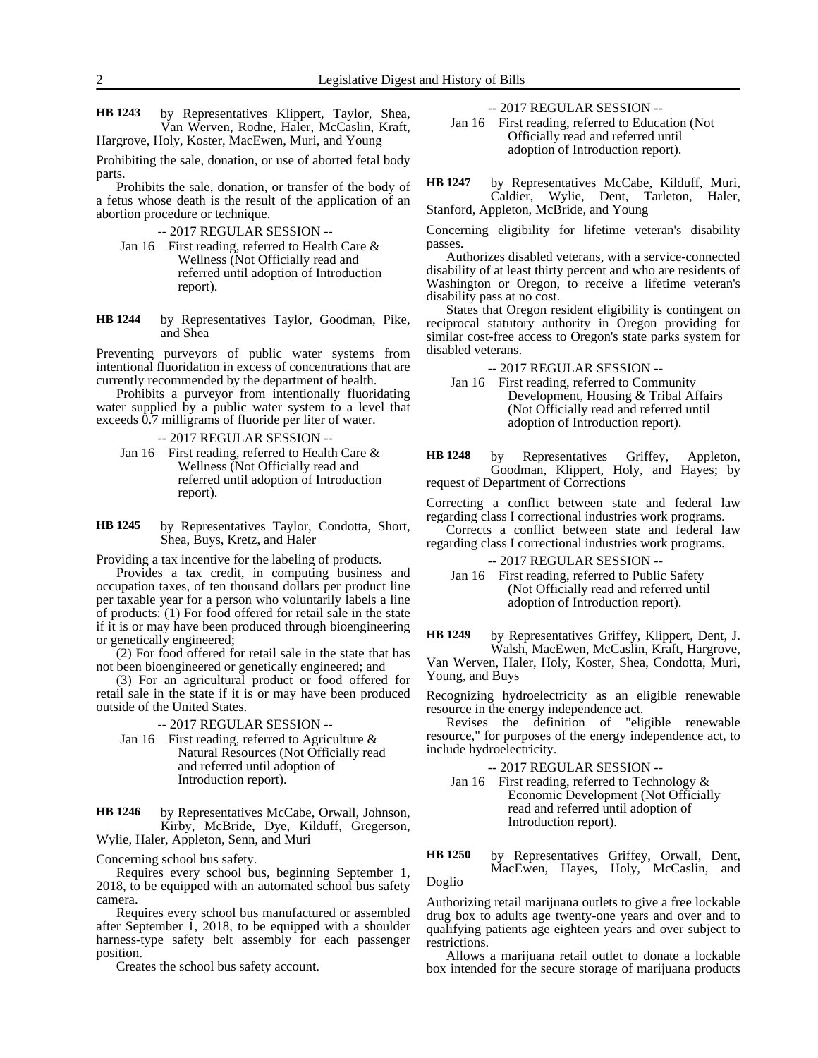**HB 1243** by Representatives Klippert, Taylor, Shea, Van Werven, Rodne, Haler, McCaslin, Kraft, Hargrove, Holy, Koster, MacEwen, Muri, and Young

Prohibiting the sale, donation, or use of aborted fetal body parts.

Prohibits the sale, donation, or transfer of the body of a fetus whose death is the result of the application of an abortion procedure or technique.

-- 2017 REGULAR SESSION --

Jan 16 First reading, referred to Health Care & Wellness (Not Officially read and referred until adoption of Introduction report).

**HB 1244** by Representatives Taylor, Goodman, Pike, and Shea

Preventing purveyors of public water systems from intentional fluoridation in excess of concentrations that are currently recommended by the department of health.

Prohibits a purveyor from intentionally fluoridating water supplied by a public water system to a level that exceeds 0.7 milligrams of fluoride per liter of water.

-- 2017 REGULAR SESSION --

Jan 16 First reading, referred to Health Care & Wellness (Not Officially read and referred until adoption of Introduction report).

**HB 1245** by Representatives Taylor, Condotta, Short, Shea, Buys, Kretz, and Haler

Providing a tax incentive for the labeling of products.

Provides a tax credit, in computing business and occupation taxes, of ten thousand dollars per product line per taxable year for a person who voluntarily labels a line of products: (1) For food offered for retail sale in the state if it is or may have been produced through bioengineering or genetically engineered;

(2) For food offered for retail sale in the state that has not been bioengineered or genetically engineered; and

(3) For an agricultural product or food offered for retail sale in the state if it is or may have been produced outside of the United States.

-- 2017 REGULAR SESSION --

Jan 16 First reading, referred to Agriculture & Natural Resources (Not Officially read and referred until adoption of Introduction report).

**HB 1246** by Representatives McCabe, Orwall, Johnson, Kirby, McBride, Dye, Kilduff, Gregerson, Wylie, Haler, Appleton, Senn, and Muri

Concerning school bus safety.

Requires every school bus, beginning September 1, 2018, to be equipped with an automated school bus safety camera.

Requires every school bus manufactured or assembled after September 1, 2018, to be equipped with a shoulder harness-type safety belt assembly for each passenger position.

Creates the school bus safety account.

-- 2017 REGULAR SESSION --

Jan 16 First reading, referred to Education (Not Officially read and referred until adoption of Introduction report).

**HB 1247** by Representatives McCabe, Kilduff, Muri, Caldier, Wylie, Dent, Tarleton, Haler, Stanford, Appleton, McBride, and Young

Concerning eligibility for lifetime veteran's disability passes.

Authorizes disabled veterans, with a service-connected disability of at least thirty percent and who are residents of Washington or Oregon, to receive a lifetime veteran's disability pass at no cost.

States that Oregon resident eligibility is contingent on reciprocal statutory authority in Oregon providing for similar cost-free access to Oregon's state parks system for disabled veterans.

-- 2017 REGULAR SESSION --

Jan 16 First reading, referred to Community Development, Housing & Tribal Affairs (Not Officially read and referred until adoption of Introduction report).

**HB 1248** by Representatives Griffey, Appleton, Goodman, Klippert, Holy, and Hayes; by request of Department of Corrections

Correcting a conflict between state and federal law regarding class I correctional industries work programs.

Corrects a conflict between state and federal law regarding class I correctional industries work programs.

-- 2017 REGULAR SESSION --

Jan 16 First reading, referred to Public Safety (Not Officially read and referred until adoption of Introduction report).

**HB 1249** by Representatives Griffey, Klippert, Dent, J. Walsh, MacEwen, McCaslin, Kraft, Hargrove, Van Werven, Haler, Holy, Koster, Shea, Condotta, Muri, Young, and Buys

Recognizing hydroelectricity as an eligible renewable resource in the energy independence act.

Revises the definition of "eligible renewable resource," for purposes of the energy independence act, to include hydroelectricity.

-- 2017 REGULAR SESSION --

Jan 16 First reading, referred to Technology & Economic Development (Not Officially read and referred until adoption of Introduction report).

**HB 1250** by Representatives Griffey, Orwall, Dent, MacEwen, Hayes, Holy, McCaslin, and Doglio

Authorizing retail marijuana outlets to give a free lockable drug box to adults age twenty-one years and over and to qualifying patients age eighteen years and over subject to restrictions.

Allows a marijuana retail outlet to donate a lockable box intended for the secure storage of marijuana products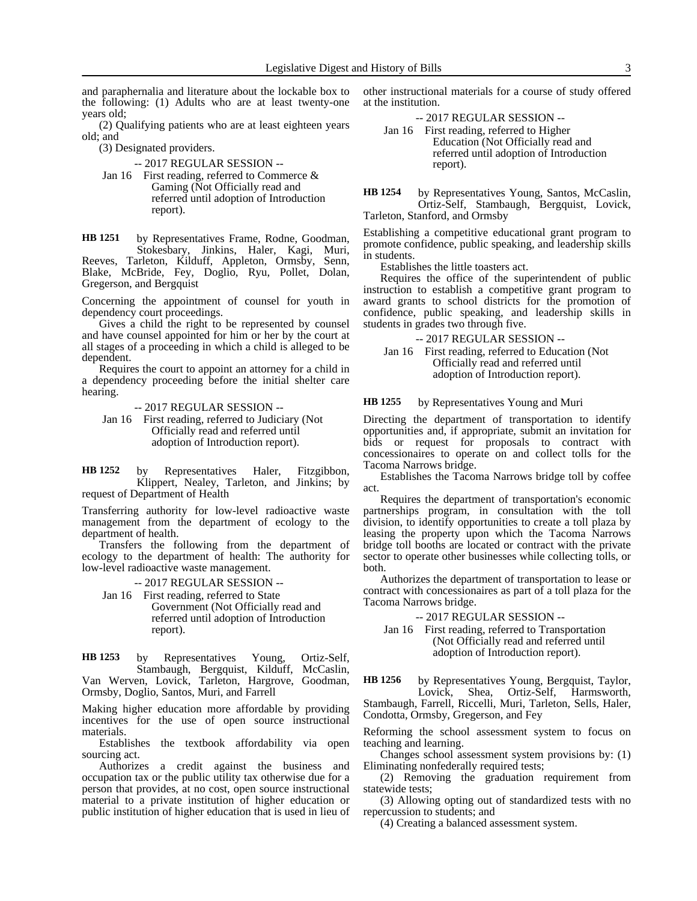and paraphernalia and literature about the lockable box to the following: (1) Adults who are at least twenty-one years old;

(2) Qualifying patients who are at least eighteen years old; and

(3) Designated providers.

-- 2017 REGULAR SESSION --

Jan 16 First reading, referred to Commerce & Gaming (Not Officially read and referred until adoption of Introduction report).

**HB 1251** by Representatives Frame, Rodne, Goodman, Stokesbary, Jinkins, Haler, Kagi, Muri, Reeves, Tarleton, Kilduff, Appleton, Ormsby, Senn, Blake, McBride, Fey, Doglio, Ryu, Pollet, Dolan, Gregerson, and Bergquist

Concerning the appointment of counsel for youth in dependency court proceedings.

Gives a child the right to be represented by counsel and have counsel appointed for him or her by the court at all stages of a proceeding in which a child is alleged to be dependent.

Requires the court to appoint an attorney for a child in a dependency proceeding before the initial shelter care hearing.

-- 2017 REGULAR SESSION --

Jan 16 First reading, referred to Judiciary (Not Officially read and referred until adoption of Introduction report).

**HB 1252** by Representatives Haler, Fitzgibbon, Klippert, Nealey, Tarleton, and Jinkins; by request of Department of Health

Transferring authority for low-level radioactive waste management from the department of ecology to the department of health.

Transfers the following from the department of ecology to the department of health: The authority for low-level radioactive waste management.

-- 2017 REGULAR SESSION --

Jan 16 First reading, referred to State Government (Not Officially read and referred until adoption of Introduction report).

**HB 1253** by Representatives Young, Ortiz-Self, Stambaugh, Bergquist, Kilduff, McCaslin, Van Werven, Lovick, Tarleton, Hargrove, Goodman, Ormsby, Doglio, Santos, Muri, and Farrell

Making higher education more affordable by providing incentives for the use of open source instructional materials.

Establishes the textbook affordability via open sourcing act.

Authorizes a credit against the business and occupation tax or the public utility tax otherwise due for a person that provides, at no cost, open source instructional material to a private institution of higher education or public institution of higher education that is used in lieu of other instructional materials for a course of study offered at the institution.

-- 2017 REGULAR SESSION --

Jan 16 First reading, referred to Higher Education (Not Officially read and referred until adoption of Introduction report).

**HB 1254** by Representatives Young, Santos, McCaslin, Ortiz-Self, Stambaugh, Bergquist, Lovick, Tarleton, Stanford, and Ormsby

Establishing a competitive educational grant program to promote confidence, public speaking, and leadership skills in students.

Establishes the little toasters act.

Requires the office of the superintendent of public instruction to establish a competitive grant program to award grants to school districts for the promotion of confidence, public speaking, and leadership skills in students in grades two through five.

-- 2017 REGULAR SESSION --

Jan 16 First reading, referred to Education (Not Officially read and referred until adoption of Introduction report).

**HB 1255** by Representatives Young and Muri

Directing the department of transportation to identify opportunities and, if appropriate, submit an invitation for bids or request for proposals to contract with concessionaires to operate on and collect tolls for the Tacoma Narrows bridge.

Establishes the Tacoma Narrows bridge toll by coffee act.

Requires the department of transportation's economic partnerships program, in consultation with the toll division, to identify opportunities to create a toll plaza by leasing the property upon which the Tacoma Narrows bridge toll booths are located or contract with the private sector to operate other businesses while collecting tolls, or both.

Authorizes the department of transportation to lease or contract with concessionaires as part of a toll plaza for the Tacoma Narrows bridge.

-- 2017 REGULAR SESSION --

Jan 16 First reading, referred to Transportation (Not Officially read and referred until adoption of Introduction report).

**HB 1256** by Representatives Young, Bergquist, Taylor, Lovick, Shea, Ortiz-Self, Harmsworth, Stambaugh, Farrell, Riccelli, Muri, Tarleton, Sells, Haler, Condotta, Ormsby, Gregerson, and Fey

Reforming the school assessment system to focus on teaching and learning.

Changes school assessment system provisions by: (1) Eliminating nonfederally required tests;

(2) Removing the graduation requirement from statewide tests;

(3) Allowing opting out of standardized tests with no repercussion to students; and

(4) Creating a balanced assessment system.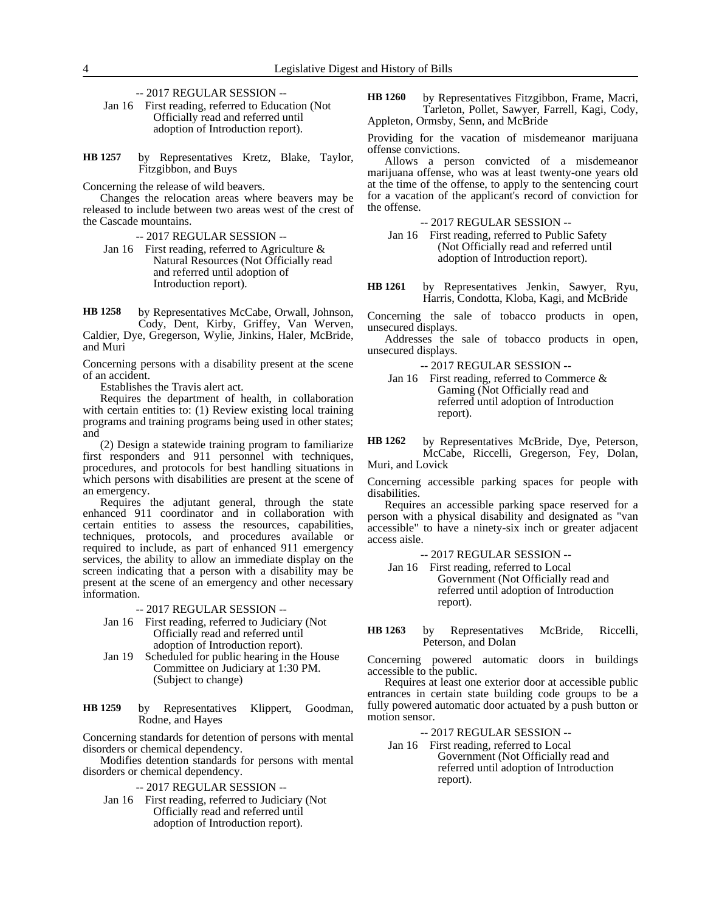-- 2017 REGULAR SESSION --

Jan 16 First reading, referred to Education (Not Officially read and referred until adoption of Introduction report).

**HB 1257** by Representatives Kretz, Blake, Taylor, Fitzgibbon, and Buys

Concerning the release of wild beavers.

Changes the relocation areas where beavers may be released to include between two areas west of the crest of the Cascade mountains.

-- 2017 REGULAR SESSION --

Jan 16 First reading, referred to Agriculture & Natural Resources (Not Officially read and referred until adoption of Introduction report).

**HB 1258** by Representatives McCabe, Orwall, Johnson, Cody, Dent, Kirby, Griffey, Van Werven, Caldier, Dye, Gregerson, Wylie, Jinkins, Haler, McBride, and Muri

Concerning persons with a disability present at the scene of an accident.

Establishes the Travis alert act.

Requires the department of health, in collaboration with certain entities to: (1) Review existing local training programs and training programs being used in other states; and

(2) Design a statewide training program to familiarize first responders and 911 personnel with techniques, procedures, and protocols for best handling situations in which persons with disabilities are present at the scene of an emergency.

Requires the adjutant general, through the state enhanced 911 coordinator and in collaboration with certain entities to assess the resources, capabilities, techniques, protocols, and procedures available or required to include, as part of enhanced 911 emergency services, the ability to allow an immediate display on the screen indicating that a person with a disability may be present at the scene of an emergency and other necessary information.

-- 2017 REGULAR SESSION --

Jan 16 First reading, referred to Judiciary (Not Officially read and referred until adoption of Introduction report).

Jan 19 Scheduled for public hearing in the House Committee on Judiciary at 1:30 PM. (Subject to change)

**HB 1259** by Representatives Klippert, Goodman, Rodne, and Hayes

Concerning standards for detention of persons with mental disorders or chemical dependency.

Modifies detention standards for persons with mental disorders or chemical dependency.

-- 2017 REGULAR SESSION --

Jan 16 First reading, referred to Judiciary (Not Officially read and referred until adoption of Introduction report).

**HB 1260** by Representatives Fitzgibbon, Frame, Macri, Tarleton, Pollet, Sawyer, Farrell, Kagi, Cody, Appleton, Ormsby, Senn, and McBride

Providing for the vacation of misdemeanor marijuana offense convictions.

Allows a person convicted of a misdemeanor marijuana offense, who was at least twenty-one years old at the time of the offense, to apply to the sentencing court for a vacation of the applicant's record of conviction for the offense.

-- 2017 REGULAR SESSION --

Jan 16 First reading, referred to Public Safety (Not Officially read and referred until adoption of Introduction report).

**HB 1261** by Representatives Jenkin, Sawyer, Ryu, Harris, Condotta, Kloba, Kagi, and McBride

Concerning the sale of tobacco products in open, unsecured displays.

Addresses the sale of tobacco products in open, unsecured displays.

-- 2017 REGULAR SESSION --

Jan 16 First reading, referred to Commerce & Gaming (Not Officially read and referred until adoption of Introduction report).

**HB 1262** by Representatives McBride, Dye, Peterson, McCabe, Riccelli, Gregerson, Fey, Dolan, Muri, and Lovick

Concerning accessible parking spaces for people with disabilities.

Requires an accessible parking space reserved for a person with a physical disability and designated as "van accessible" to have a ninety-six inch or greater adjacent access aisle.

-- 2017 REGULAR SESSION --

Jan 16 First reading, referred to Local Government (Not Officially read and referred until adoption of Introduction report).

**HB 1263** by Representatives McBride, Riccelli, Peterson, and Dolan

Concerning powered automatic doors in buildings accessible to the public.

Requires at least one exterior door at accessible public entrances in certain state building code groups to be a fully powered automatic door actuated by a push button or motion sensor.

-- 2017 REGULAR SESSION --

Jan 16 First reading, referred to Local Government (Not Officially read and referred until adoption of Introduction report).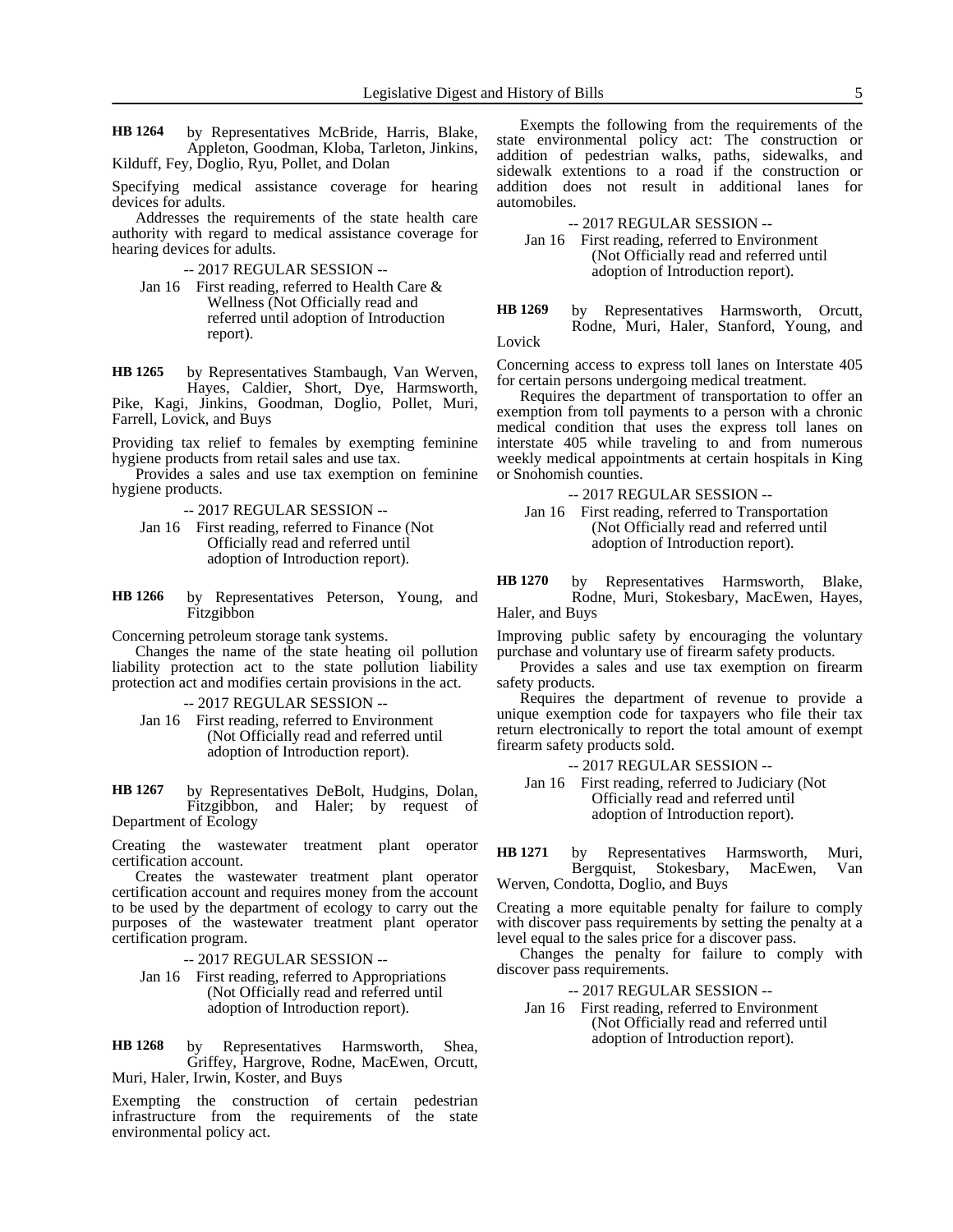**HB 1264** by Representatives McBride, Harris, Blake, Appleton, Goodman, Kloba, Tarleton, Jinkins, Kilduff, Fey, Doglio, Ryu, Pollet, and Dolan

Specifying medical assistance coverage for hearing devices for adults.

Addresses the requirements of the state health care authority with regard to medical assistance coverage for hearing devices for adults.

-- 2017 REGULAR SESSION --

Jan 16 First reading, referred to Health Care & Wellness (Not Officially read and referred until adoption of Introduction report).

**HB 1265** by Representatives Stambaugh, Van Werven, Hayes, Caldier, Short, Dye, Harmsworth, Pike, Kagi, Jinkins, Goodman, Doglio, Pollet, Muri, Farrell, Lovick, and Buys

Providing tax relief to females by exempting feminine hygiene products from retail sales and use tax.

Provides a sales and use tax exemption on feminine hygiene products.

-- 2017 REGULAR SESSION --

Jan 16 First reading, referred to Finance (Not Officially read and referred until adoption of Introduction report).

**HB 1266** by Representatives Peterson, Young, and Fitzgibbon

Concerning petroleum storage tank systems.

Changes the name of the state heating oil pollution liability protection act to the state pollution liability protection act and modifies certain provisions in the act.

-- 2017 REGULAR SESSION --

Jan 16 First reading, referred to Environment (Not Officially read and referred until adoption of Introduction report).

**HB 1267** by Representatives DeBolt, Hudgins, Dolan, Fitzgibbon, and Haler; by request of Department of Ecology

Creating the wastewater treatment plant operator certification account.

Creates the wastewater treatment plant operator certification account and requires money from the account to be used by the department of ecology to carry out the purposes of the wastewater treatment plant operator certification program.

-- 2017 REGULAR SESSION --

Jan 16 First reading, referred to Appropriations (Not Officially read and referred until adoption of Introduction report).

**HB 1268** by Representatives Harmsworth, Shea, Griffey, Hargrove, Rodne, MacEwen, Orcutt, Muri, Haler, Irwin, Koster, and Buys

Exempting the construction of certain pedestrian infrastructure from the requirements of the state environmental policy act.

Exempts the following from the requirements of the state environmental policy act: The construction or addition of pedestrian walks, paths, sidewalks, and sidewalk extentions to a road if the construction or addition does not result in additional lanes for automobiles.

-- 2017 REGULAR SESSION --

Jan 16 First reading, referred to Environment (Not Officially read and referred until adoption of Introduction report).

**HB 1269** by Representatives Harmsworth, Orcutt, Rodne, Muri, Haler, Stanford, Young, and Lovick

Concerning access to express toll lanes on Interstate 405 for certain persons undergoing medical treatment.

Requires the department of transportation to offer an exemption from toll payments to a person with a chronic medical condition that uses the express toll lanes on interstate 405 while traveling to and from numerous weekly medical appointments at certain hospitals in King or Snohomish counties.

-- 2017 REGULAR SESSION --

Jan 16 First reading, referred to Transportation (Not Officially read and referred until adoption of Introduction report).

**HB 1270** by Representatives Harmsworth, Blake, Rodne, Muri, Stokesbary, MacEwen, Hayes, Haler, and Buys

Improving public safety by encouraging the voluntary purchase and voluntary use of firearm safety products.

Provides a sales and use tax exemption on firearm safety products.

Requires the department of revenue to provide a unique exemption code for taxpayers who file their tax return electronically to report the total amount of exempt firearm safety products sold.

-- 2017 REGULAR SESSION --

Jan 16 First reading, referred to Judiciary (Not Officially read and referred until adoption of Introduction report).

**HB 1271** by Representatives Harmsworth, Muri, Bergquist, Stokesbary, MacEwen, Van Werven, Condotta, Doglio, and Buys

Creating a more equitable penalty for failure to comply with discover pass requirements by setting the penalty at a level equal to the sales price for a discover pass.

Changes the penalty for failure to comply with discover pass requirements.

-- 2017 REGULAR SESSION --

Jan 16 First reading, referred to Environment (Not Officially read and referred until adoption of Introduction report).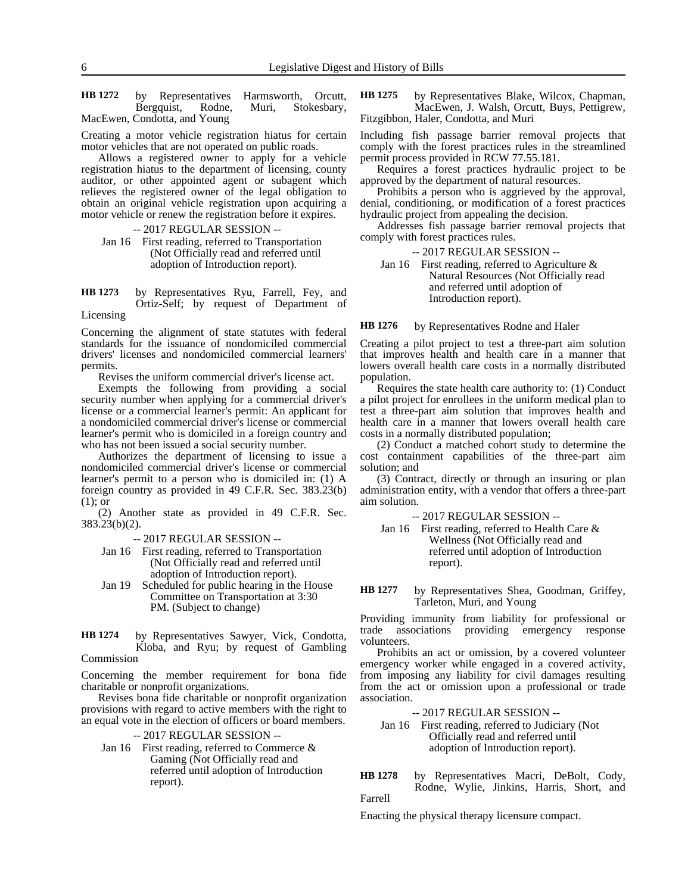**HB 1272** by Representatives Harmsworth, Orcutt, Bergquist, Rodne, Muri, Stokesbary, MacEwen, Condotta, and Young

Creating a motor vehicle registration hiatus for certain motor vehicles that are not operated on public roads.

Allows a registered owner to apply for a vehicle registration hiatus to the department of licensing, county auditor, or other appointed agent or subagent which relieves the registered owner of the legal obligation to obtain an original vehicle registration upon acquiring a motor vehicle or renew the registration before it expires.

-- 2017 REGULAR SESSION --

Jan 16 First reading, referred to Transportation (Not Officially read and referred until adoption of Introduction report).

**HB 1273** by Representatives Ryu, Farrell, Fey, and Ortiz-Self; by request of Department of Licensing

Concerning the alignment of state statutes with federal standards for the issuance of nondomiciled commercial drivers' licenses and nondomiciled commercial learners' permits.

Revises the uniform commercial driver's license act.

Exempts the following from providing a social security number when applying for a commercial driver's license or a commercial learner's permit: An applicant for a nondomiciled commercial driver's license or commercial learner's permit who is domiciled in a foreign country and who has not been issued a social security number.

Authorizes the department of licensing to issue a nondomiciled commercial driver's license or commercial learner's permit to a person who is domiciled in: (1) A foreign country as provided in 49 C.F.R. Sec. 383.23(b)(1); or

(2) Another state as provided in 49 C.F.R. Sec. 383.23(b)(2).

-- 2017 REGULAR SESSION --

Jan 16 First reading, referred to Transportation (Not Officially read and referred until adoption of Introduction report).

Jan 19 Scheduled for public hearing in the House Committee on Transportation at 3:30 PM. (Subject to change)

**HB 1274** by Representatives Sawyer, Vick, Condotta, Kloba, and Ryu; by request of Gambling Commission

Concerning the member requirement for bona fide charitable or nonprofit organizations.

Revises bona fide charitable or nonprofit organization provisions with regard to active members with the right to an equal vote in the election of officers or board members.

-- 2017 REGULAR SESSION --

Jan 16 First reading, referred to Commerce & Gaming (Not Officially read and referred until adoption of Introduction report).

**HB 1275** by Representatives Blake, Wilcox, Chapman, MacEwen, J. Walsh, Orcutt, Buys, Pettigrew, Fitzgibbon, Haler, Condotta, and Muri

Including fish passage barrier removal projects that comply with the forest practices rules in the streamlined permit process provided in RCW 77.55.181.

Requires a forest practices hydraulic project to be approved by the department of natural resources.

Prohibits a person who is aggrieved by the approval, denial, conditioning, or modification of a forest practices hydraulic project from appealing the decision.

Addresses fish passage barrier removal projects that comply with forest practices rules.

-- 2017 REGULAR SESSION --

Jan 16 First reading, referred to Agriculture & Natural Resources (Not Officially read and referred until adoption of Introduction report).

**HB 1276** by Representatives Rodne and Haler

Creating a pilot project to test a three-part aim solution that improves health and health care in a manner that lowers overall health care costs in a normally distributed population.

Requires the state health care authority to: (1) Conduct a pilot project for enrollees in the uniform medical plan to test a three-part aim solution that improves health and health care in a manner that lowers overall health care costs in a normally distributed population;

(2) Conduct a matched cohort study to determine the cost containment capabilities of the three-part aim solution; and

(3) Contract, directly or through an insuring or plan administration entity, with a vendor that offers a three-part aim solution.

-- 2017 REGULAR SESSION --

Jan 16 First reading, referred to Health Care & Wellness (Not Officially read and referred until adoption of Introduction report).

**HB 1277** by Representatives Shea, Goodman, Griffey, Tarleton, Muri, and Young

Providing immunity from liability for professional or trade associations providing emergency response volunteers.

Prohibits an act or omission, by a covered volunteer emergency worker while engaged in a covered activity, from imposing any liability for civil damages resulting from the act or omission upon a professional or trade association.

-- 2017 REGULAR SESSION --

Jan 16 First reading, referred to Judiciary (Not Officially read and referred until adoption of Introduction report).

**HB 1278** by Representatives Macri, DeBolt, Cody, Rodne, Wylie, Jinkins, Harris, Short, and Farrell

Enacting the physical therapy licensure compact.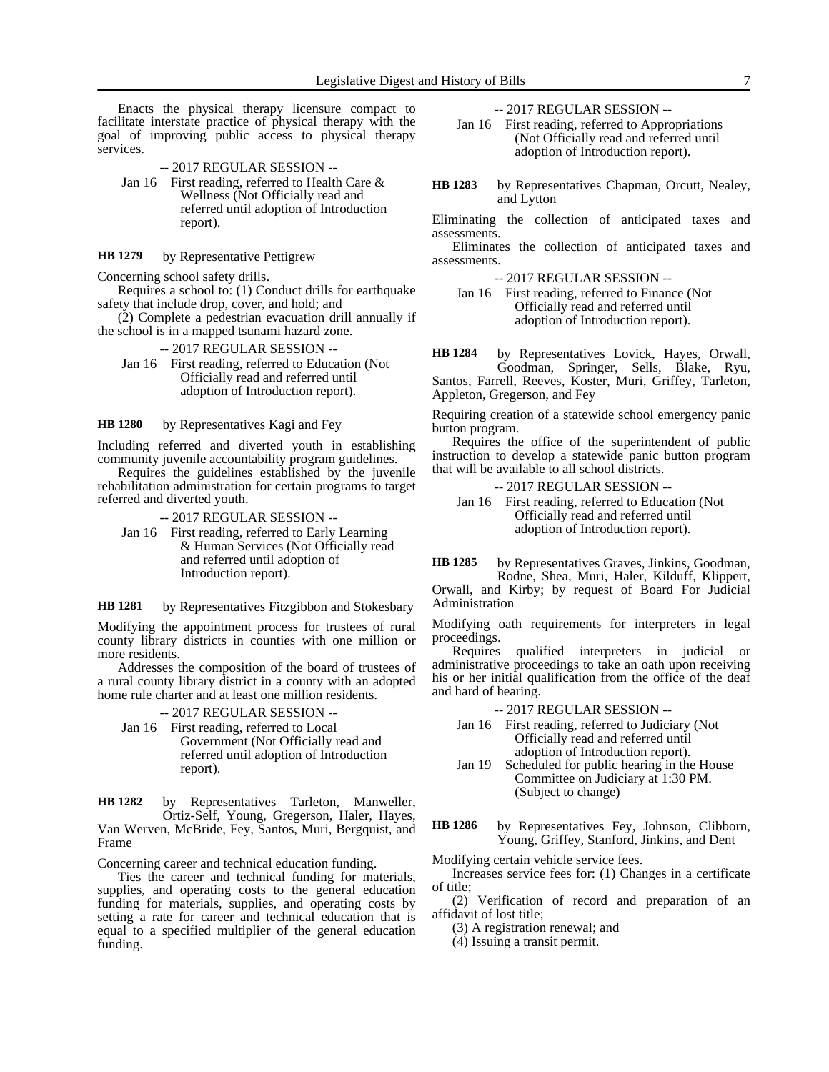Enacts the physical therapy licensure compact to facilitate interstate practice of physical therapy with the goal of improving public access to physical therapy services.

-- 2017 REGULAR SESSION --

Jan 16 First reading, referred to Health Care & Wellness (Not Officially read and referred until adoption of Introduction report).

**HB 1279** by Representative Pettigrew

Concerning school safety drills.

Requires a school to: (1) Conduct drills for earthquake safety that include drop, cover, and hold; and

(2) Complete a pedestrian evacuation drill annually if the school is in a mapped tsunami hazard zone.

-- 2017 REGULAR SESSION --

Jan 16 First reading, referred to Education (Not Officially read and referred until adoption of Introduction report).

**HB 1280** by Representatives Kagi and Fey

Including referred and diverted youth in establishing community juvenile accountability program guidelines.

Requires the guidelines established by the juvenile rehabilitation administration for certain programs to target referred and diverted youth.

-- 2017 REGULAR SESSION --

Jan 16 First reading, referred to Early Learning & Human Services (Not Officially read and referred until adoption of Introduction report).

**HB 1281** by Representatives Fitzgibbon and Stokesbary

Modifying the appointment process for trustees of rural county library districts in counties with one million or more residents.

Addresses the composition of the board of trustees of a rural county library district in a county with an adopted home rule charter and at least one million residents.

-- 2017 REGULAR SESSION --

Jan 16 First reading, referred to Local Government (Not Officially read and referred until adoption of Introduction report).

**HB 1282** by Representatives Tarleton, Manweller, Ortiz-Self, Young, Gregerson, Haler, Hayes, Van Werven, McBride, Fey, Santos, Muri, Bergquist, and Frame

Concerning career and technical education funding.

Ties the career and technical funding for materials, supplies, and operating costs to the general education funding for materials, supplies, and operating costs by setting a rate for career and technical education that is equal to a specified multiplier of the general education funding.

-- 2017 REGULAR SESSION --

Jan 16 First reading, referred to Appropriations (Not Officially read and referred until adoption of Introduction report).

**HB 1283** by Representatives Chapman, Orcutt, Nealey, and Lytton

Eliminating the collection of anticipated taxes and assessments.

Eliminates the collection of anticipated taxes and assessments.

-- 2017 REGULAR SESSION --

Jan 16 First reading, referred to Finance (Not Officially read and referred until adoption of Introduction report).

**HB 1284** by Representatives Lovick, Hayes, Orwall, Goodman, Springer, Sells, Blake, Ryu, Santos, Farrell, Reeves, Koster, Muri, Griffey, Tarleton, Appleton, Gregerson, and Fey

Requiring creation of a statewide school emergency panic button program.

Requires the office of the superintendent of public instruction to develop a statewide panic button program that will be available to all school districts.

-- 2017 REGULAR SESSION --

Jan 16 First reading, referred to Education (Not Officially read and referred until adoption of Introduction report).

**HB 1285** by Representatives Graves, Jinkins, Goodman, Rodne, Shea, Muri, Haler, Kilduff, Klippert, Orwall, and Kirby; by request of Board For Judicial Administration

Modifying oath requirements for interpreters in legal proceedings.

Requires qualified interpreters in judicial or administrative proceedings to take an oath upon receiving his or her initial qualification from the office of the deaf and hard of hearing.

-- 2017 REGULAR SESSION --

Jan 16 First reading, referred to Judiciary (Not Officially read and referred until adoption of Introduction report).

Jan 19 Scheduled for public hearing in the House Committee on Judiciary at 1:30 PM. (Subject to change)

**HB 1286** by Representatives Fey, Johnson, Clibborn, Young, Griffey, Stanford, Jinkins, and Dent

Modifying certain vehicle service fees.

Increases service fees for: (1) Changes in a certificate of title;

(2) Verification of record and preparation of an affidavit of lost title;

(3) A registration renewal; and

(4) Issuing a transit permit.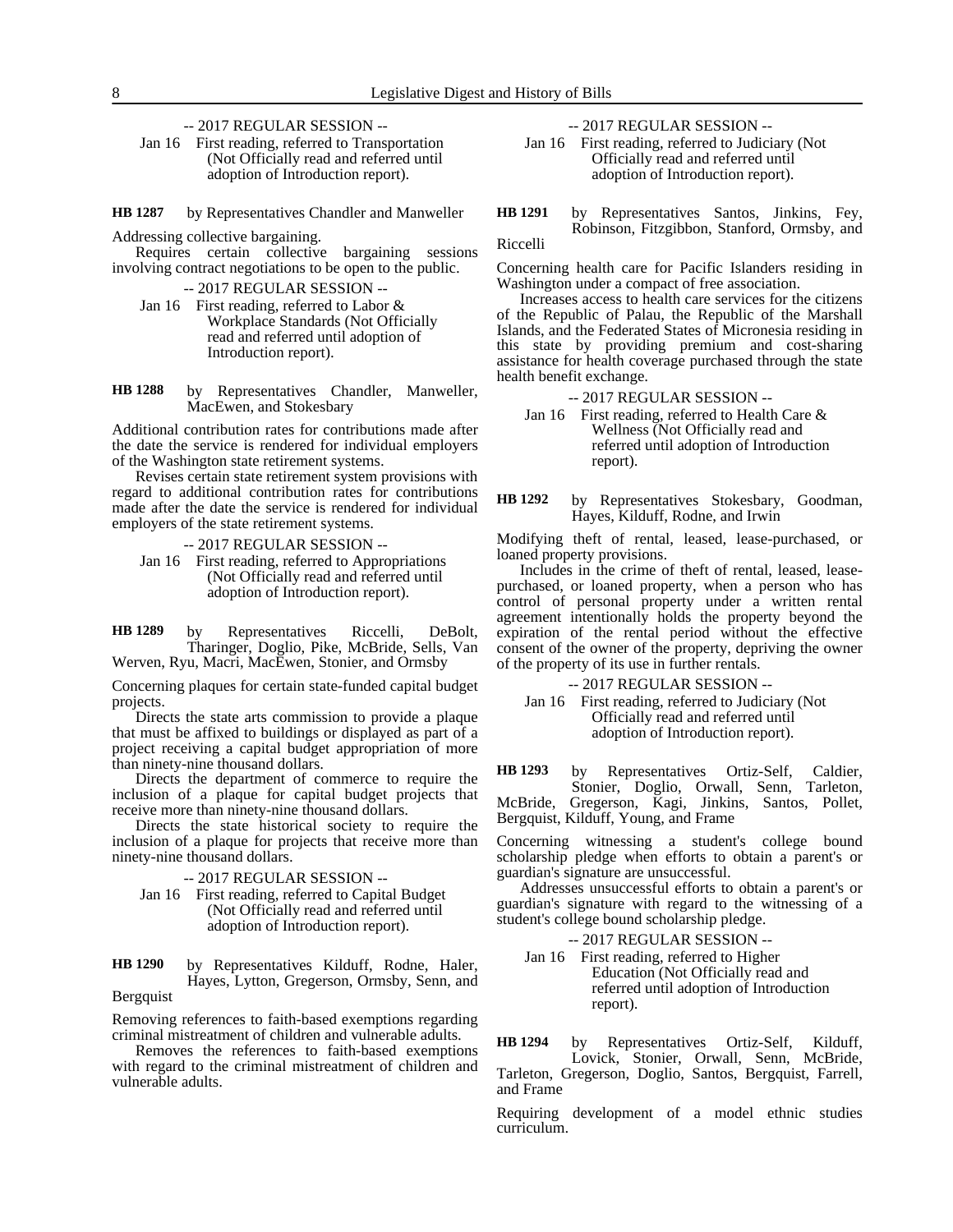-- 2017 REGULAR SESSION --

Jan 16 First reading, referred to Transportation (Not Officially read and referred until adoption of Introduction report).

**HB 1287** by Representatives Chandler and Manweller

Addressing collective bargaining.

Requires certain collective bargaining sessions involving contract negotiations to be open to the public.

-- 2017 REGULAR SESSION --

Jan 16 First reading, referred to Labor & Workplace Standards (Not Officially read and referred until adoption of Introduction report).

**HB 1288** by Representatives Chandler, Manweller, MacEwen, and Stokesbary

Additional contribution rates for contributions made after the date the service is rendered for individual employers of the Washington state retirement systems.

Revises certain state retirement system provisions with regard to additional contribution rates for contributions made after the date the service is rendered for individual employers of the state retirement systems.

-- 2017 REGULAR SESSION --

Jan 16 First reading, referred to Appropriations (Not Officially read and referred until adoption of Introduction report).

**HB 1289** by Representatives Riccelli, DeBolt, Tharinger, Doglio, Pike, McBride, Sells, Van Werven, Ryu, Macri, MacEwen, Stonier, and Ormsby

Concerning plaques for certain state-funded capital budget projects.

Directs the state arts commission to provide a plaque that must be affixed to buildings or displayed as part of a project receiving a capital budget appropriation of more than ninety-nine thousand dollars.

Directs the department of commerce to require the inclusion of a plaque for capital budget projects that receive more than ninety-nine thousand dollars.

Directs the state historical society to require the inclusion of a plaque for projects that receive more than ninety-nine thousand dollars.

-- 2017 REGULAR SESSION --

Jan 16 First reading, referred to Capital Budget (Not Officially read and referred until adoption of Introduction report).

**HB 1290** by Representatives Kilduff, Rodne, Haler, Hayes, Lytton, Gregerson, Ormsby, Senn, and Bergquist

Removing references to faith-based exemptions regarding criminal mistreatment of children and vulnerable adults.

Removes the references to faith-based exemptions with regard to the criminal mistreatment of children and vulnerable adults.

-- 2017 REGULAR SESSION --

Jan 16 First reading, referred to Judiciary (Not Officially read and referred until adoption of Introduction report).

**HB 1291** by Representatives Santos, Jinkins, Fey, Robinson, Fitzgibbon, Stanford, Ormsby, and Riccelli

Concerning health care for Pacific Islanders residing in Washington under a compact of free association.

Increases access to health care services for the citizens of the Republic of Palau, the Republic of the Marshall Islands, and the Federated States of Micronesia residing in this state by providing premium and cost-sharing assistance for health coverage purchased through the state health benefit exchange.

-- 2017 REGULAR SESSION --

Jan 16 First reading, referred to Health Care & Wellness (Not Officially read and referred until adoption of Introduction report).

**HB 1292** by Representatives Stokesbary, Goodman, Hayes, Kilduff, Rodne, and Irwin

Modifying theft of rental, leased, lease-purchased, or loaned property provisions.

Includes in the crime of theft of rental, leased, lease-purchased, or loaned property, when a person who has control of personal property under a written rental agreement intentionally holds the property beyond the expiration of the rental period without the effective consent of the owner of the property, depriving the owner of the property of its use in further rentals.

-- 2017 REGULAR SESSION --

Jan 16 First reading, referred to Judiciary (Not Officially read and referred until adoption of Introduction report).

**HB 1293** by Representatives Ortiz-Self, Caldier, Stonier, Doglio, Orwall, Senn, Tarleton, McBride, Gregerson, Kagi, Jinkins, Santos, Pollet, Bergquist, Kilduff, Young, and Frame

Concerning witnessing a student's college bound scholarship pledge when efforts to obtain a parent's or guardian's signature are unsuccessful.

Addresses unsuccessful efforts to obtain a parent's or guardian's signature with regard to the witnessing of a student's college bound scholarship pledge.

-- 2017 REGULAR SESSION --

Jan 16 First reading, referred to Higher Education (Not Officially read and referred until adoption of Introduction report).

**HB 1294** by Representatives Ortiz-Self, Kilduff, Lovick, Stonier, Orwall, Senn, McBride, Tarleton, Gregerson, Doglio, Santos, Bergquist, Farrell, and Frame

Requiring development of a model ethnic studies curriculum.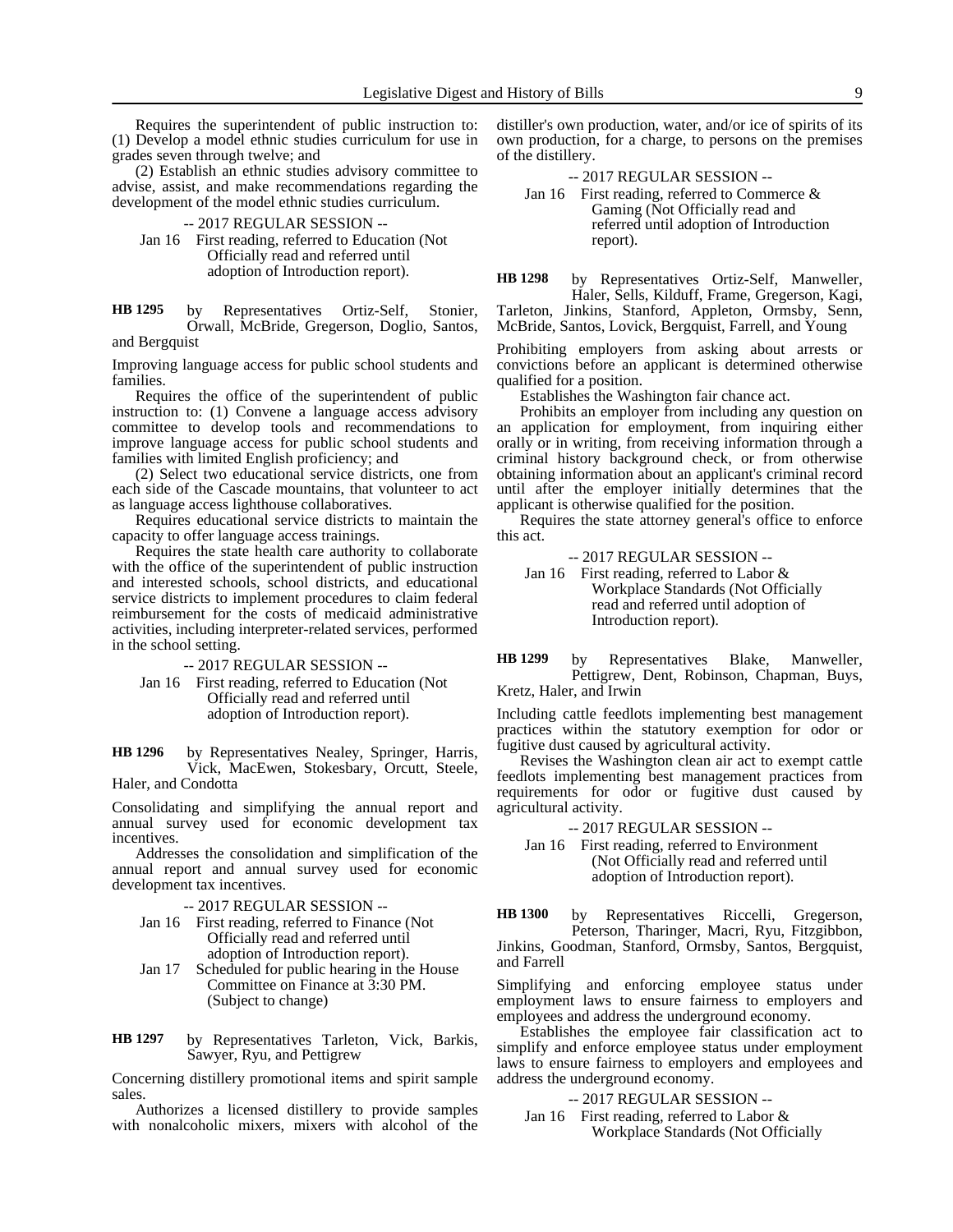Requires the superintendent of public instruction to: (1) Develop a model ethnic studies curriculum for use in grades seven through twelve; and

(2) Establish an ethnic studies advisory committee to advise, assist, and make recommendations regarding the development of the model ethnic studies curriculum.

-- 2017 REGULAR SESSION --

Jan 16 First reading, referred to Education (Not Officially read and referred until adoption of Introduction report).

**HB 1295** by Representatives Ortiz-Self, Stonier, Orwall, McBride, Gregerson, Doglio, Santos, and Bergquist

Improving language access for public school students and families.

Requires the office of the superintendent of public instruction to: (1) Convene a language access advisory committee to develop tools and recommendations to improve language access for public school students and families with limited English proficiency; and

(2) Select two educational service districts, one from each side of the Cascade mountains, that volunteer to act as language access lighthouse collaboratives.

Requires educational service districts to maintain the capacity to offer language access trainings.

Requires the state health care authority to collaborate with the office of the superintendent of public instruction and interested schools, school districts, and educational service districts to implement procedures to claim federal reimbursement for the costs of medicaid administrative activities, including interpreter-related services, performed in the school setting.

-- 2017 REGULAR SESSION --

Jan 16 First reading, referred to Education (Not Officially read and referred until adoption of Introduction report).

**HB 1296** by Representatives Nealey, Springer, Harris, Vick, MacEwen, Stokesbary, Orcutt, Steele, Haler, and Condotta

Consolidating and simplifying the annual report and annual survey used for economic development tax incentives.

Addresses the consolidation and simplification of the annual report and annual survey used for economic development tax incentives.

-- 2017 REGULAR SESSION --

Jan 16 First reading, referred to Finance (Not Officially read and referred until adoption of Introduction report).

Jan 17 Scheduled for public hearing in the House Committee on Finance at 3:30 PM. (Subject to change)

**HB 1297** by Representatives Tarleton, Vick, Barkis, Sawyer, Ryu, and Pettigrew

Concerning distillery promotional items and spirit sample sales.

Authorizes a licensed distillery to provide samples with nonalcoholic mixers, mixers with alcohol of the distiller's own production, water, and/or ice of spirits of its own production, for a charge, to persons on the premises of the distillery.

-- 2017 REGULAR SESSION --

Jan 16 First reading, referred to Commerce & Gaming (Not Officially read and referred until adoption of Introduction report).

**HB 1298** by Representatives Ortiz-Self, Manweller, Haler, Sells, Kilduff, Frame, Gregerson, Kagi, Tarleton, Jinkins, Stanford, Appleton, Ormsby, Senn, McBride, Santos, Lovick, Bergquist, Farrell, and Young

Prohibiting employers from asking about arrests or convictions before an applicant is determined otherwise qualified for a position.

Establishes the Washington fair chance act.

Prohibits an employer from including any question on an application for employment, from inquiring either orally or in writing, from receiving information through a criminal history background check, or from otherwise obtaining information about an applicant's criminal record until after the employer initially determines that the applicant is otherwise qualified for the position.

Requires the state attorney general's office to enforce this act.

-- 2017 REGULAR SESSION --

Jan 16 First reading, referred to Labor & Workplace Standards (Not Officially read and referred until adoption of Introduction report).

**HB 1299** by Representatives Blake, Manweller, Pettigrew, Dent, Robinson, Chapman, Buys, Kretz, Haler, and Irwin

Including cattle feedlots implementing best management practices within the statutory exemption for odor or fugitive dust caused by agricultural activity.

Revises the Washington clean air act to exempt cattle feedlots implementing best management practices from requirements for odor or fugitive dust caused by agricultural activity.

-- 2017 REGULAR SESSION --

Jan 16 First reading, referred to Environment (Not Officially read and referred until adoption of Introduction report).

**HB 1300** by Representatives Riccelli, Gregerson, Peterson, Tharinger, Macri, Ryu, Fitzgibbon, Jinkins, Goodman, Stanford, Ormsby, Santos, Bergquist, and Farrell

Simplifying and enforcing employee status under employment laws to ensure fairness to employers and employees and address the underground economy.

Establishes the employee fair classification act to simplify and enforce employee status under employment laws to ensure fairness to employers and employees and address the underground economy.

-- 2017 REGULAR SESSION --

Jan 16 First reading, referred to Labor & Workplace Standards (Not Officially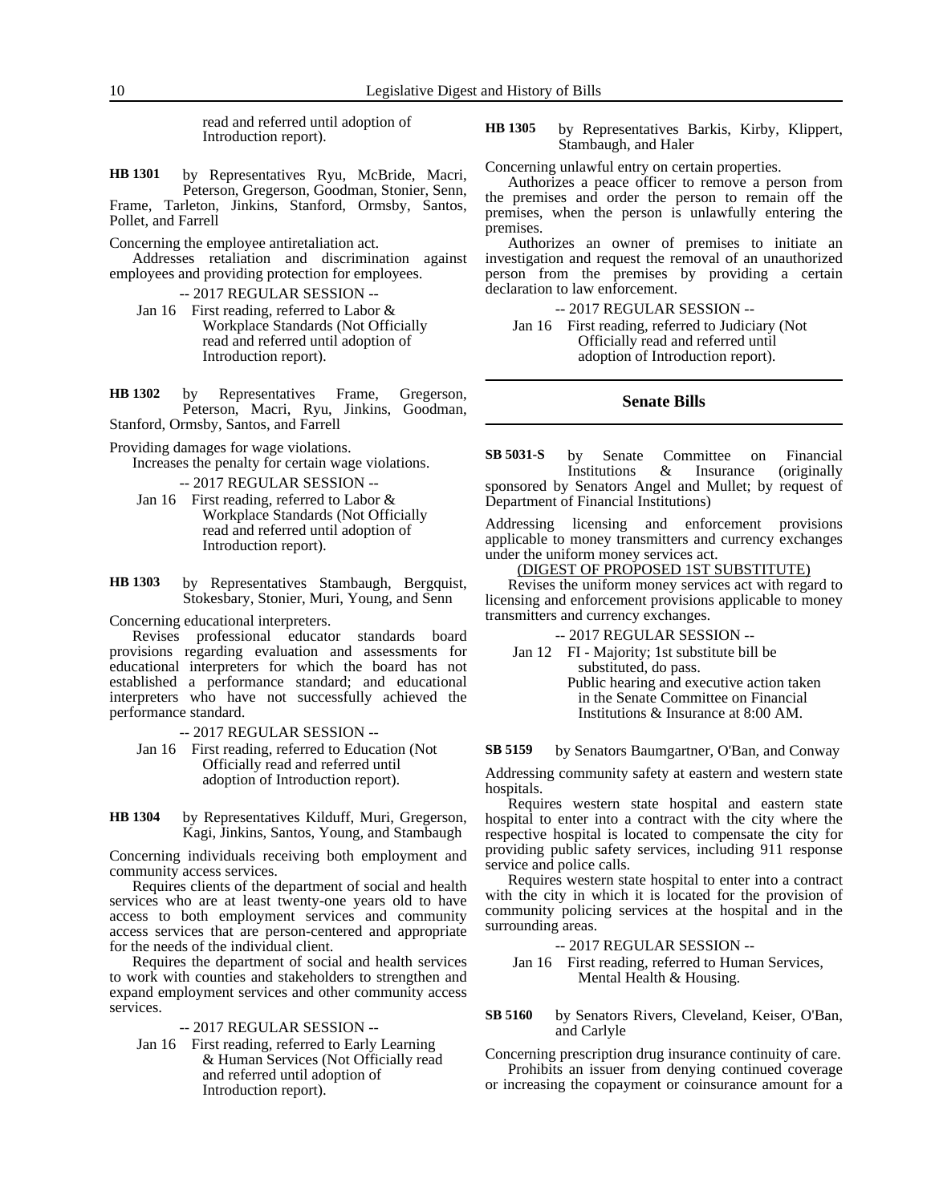read and referred until adoption of Introduction report).

**HB 1301** by Representatives Ryu, McBride, Macri, Peterson, Gregerson, Goodman, Stonier, Senn, Frame, Tarleton, Jinkins, Stanford, Ormsby, Santos, Pollet, and Farrell

Concerning the employee antiretaliation act.

Addresses retaliation and discrimination against employees and providing protection for employees.

-- 2017 REGULAR SESSION --

Jan 16 First reading, referred to Labor & Workplace Standards (Not Officially read and referred until adoption of Introduction report).

**HB 1302** by Representatives Frame, Gregerson, Peterson, Macri, Ryu, Jinkins, Goodman, Stanford, Ormsby, Santos, and Farrell

Providing damages for wage violations.

Increases the penalty for certain wage violations.

-- 2017 REGULAR SESSION --

Jan 16 First reading, referred to Labor & Workplace Standards (Not Officially read and referred until adoption of Introduction report).

**HB 1303** by Representatives Stambaugh, Bergquist, Stokesbary, Stonier, Muri, Young, and Senn

Concerning educational interpreters.

Revises professional educator standards board provisions regarding evaluation and assessments for educational interpreters for which the board has not established a performance standard; and educational interpreters who have not successfully achieved the performance standard.

-- 2017 REGULAR SESSION --

Jan 16 First reading, referred to Education (Not Officially read and referred until adoption of Introduction report).

**HB 1304** by Representatives Kilduff, Muri, Gregerson, Kagi, Jinkins, Santos, Young, and Stambaugh

Concerning individuals receiving both employment and community access services.

Requires clients of the department of social and health services who are at least twenty-one years old to have access to both employment services and community access services that are person-centered and appropriate for the needs of the individual client.

Requires the department of social and health services to work with counties and stakeholders to strengthen and expand employment services and other community access services.

-- 2017 REGULAR SESSION --

Jan 16 First reading, referred to Early Learning & Human Services (Not Officially read and referred until adoption of Introduction report).

**HB 1305** by Representatives Barkis, Kirby, Klippert, Stambaugh, and Haler

Concerning unlawful entry on certain properties.

Authorizes a peace officer to remove a person from the premises and order the person to remain off the premises, when the person is unlawfully entering the premises.

Authorizes an owner of premises to initiate an investigation and request the removal of an unauthorized person from the premises by providing a certain declaration to law enforcement.

-- 2017 REGULAR SESSION --

Jan 16 First reading, referred to Judiciary (Not Officially read and referred until adoption of Introduction report).

## Senate Bills

**SB 5031-S** by Senate Committee on Financial Institutions & Insurance (originally sponsored by Senators Angel and Mullet; by request of Department of Financial Institutions)

Addressing licensing and enforcement provisions applicable to money transmitters and currency exchanges under the uniform money services act.

(DIGEST OF PROPOSED 1ST SUBSTITUTE)

Revises the uniform money services act with regard to licensing and enforcement provisions applicable to money transmitters and currency exchanges.

-- 2017 REGULAR SESSION --

Jan 12 FI - Majority; 1st substitute bill be substituted, do pass.
Public hearing and executive action taken in the Senate Committee on Financial Institutions & Insurance at 8:00 AM.

**SB 5159** by Senators Baumgartner, O'Ban, and Conway

Addressing community safety at eastern and western state hospitals.

Requires western state hospital and eastern state hospital to enter into a contract with the city where the respective hospital is located to compensate the city for providing public safety services, including 911 response service and police calls.

Requires western state hospital to enter into a contract with the city in which it is located for the provision of community policing services at the hospital and in the surrounding areas.

-- 2017 REGULAR SESSION --

Jan 16 First reading, referred to Human Services, Mental Health & Housing.

**SB 5160** by Senators Rivers, Cleveland, Keiser, O'Ban, and Carlyle

Concerning prescription drug insurance continuity of care.

Prohibits an issuer from denying continued coverage or increasing the copayment or coinsurance amount for a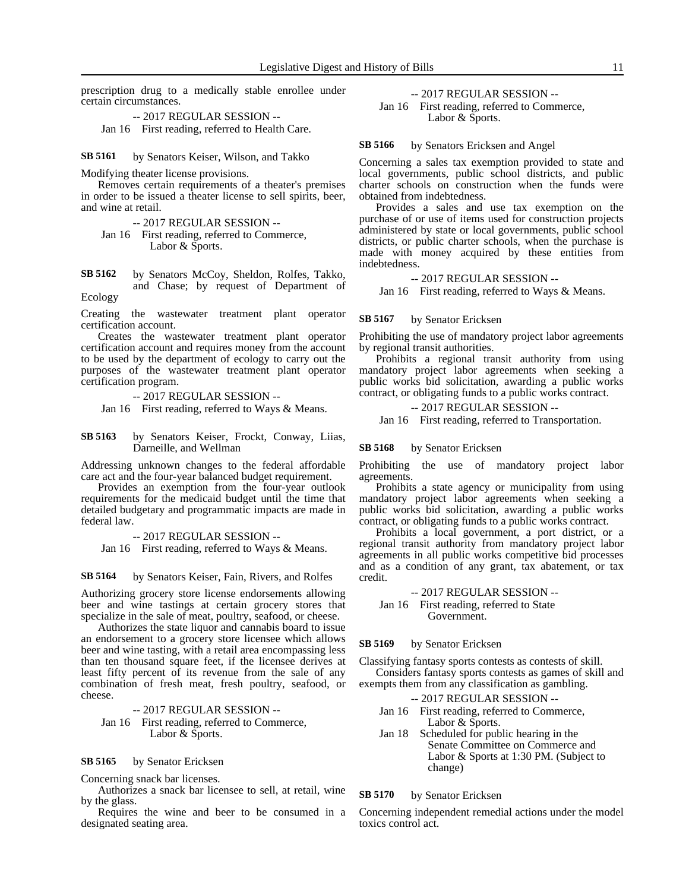prescription drug to a medically stable enrollee under certain circumstances.

-- 2017 REGULAR SESSION --

Jan 16 First reading, referred to Health Care.

**SB 5161** by Senators Keiser, Wilson, and Takko

Modifying theater license provisions.

Removes certain requirements of a theater's premises in order to be issued a theater license to sell spirits, beer, and wine at retail.

-- 2017 REGULAR SESSION --

Jan 16 First reading, referred to Commerce, Labor & Sports.

**SB 5162** by Senators McCoy, Sheldon, Rolfes, Takko, and Chase; by request of Department of Ecology

Creating the wastewater treatment plant operator certification account.

Creates the wastewater treatment plant operator certification account and requires money from the account to be used by the department of ecology to carry out the purposes of the wastewater treatment plant operator certification program.

-- 2017 REGULAR SESSION --

Jan 16 First reading, referred to Ways & Means.

**SB 5163** by Senators Keiser, Frockt, Conway, Liias, Darneille, and Wellman

Addressing unknown changes to the federal affordable care act and the four-year balanced budget requirement.

Provides an exemption from the four-year outlook requirements for the medicaid budget until the time that detailed budgetary and programmatic impacts are made in federal law.

-- 2017 REGULAR SESSION --

Jan 16 First reading, referred to Ways & Means.

**SB 5164** by Senators Keiser, Fain, Rivers, and Rolfes

Authorizing grocery store license endorsements allowing beer and wine tastings at certain grocery stores that specialize in the sale of meat, poultry, seafood, or cheese.

Authorizes the state liquor and cannabis board to issue an endorsement to a grocery store licensee which allows beer and wine tasting, with a retail area encompassing less than ten thousand square feet, if the licensee derives at least fifty percent of its revenue from the sale of any combination of fresh meat, fresh poultry, seafood, or cheese.

-- 2017 REGULAR SESSION --

Jan 16 First reading, referred to Commerce, Labor & Sports.

**SB 5165** by Senator Ericksen

Concerning snack bar licenses.

Authorizes a snack bar licensee to sell, at retail, wine by the glass.

Requires the wine and beer to be consumed in a designated seating area.

-- 2017 REGULAR SESSION --

Jan 16 First reading, referred to Commerce, Labor & Sports.

**SB 5166** by Senators Ericksen and Angel

Concerning a sales tax exemption provided to state and local governments, public school districts, and public charter schools on construction when the funds were obtained from indebtedness.

Provides a sales and use tax exemption on the purchase of or use of items used for construction projects administered by state or local governments, public school districts, or public charter schools, when the purchase is made with money acquired by these entities from indebtedness.

-- 2017 REGULAR SESSION --

Jan 16 First reading, referred to Ways & Means.

**SB 5167** by Senator Ericksen

Prohibiting the use of mandatory project labor agreements by regional transit authorities.

Prohibits a regional transit authority from using mandatory project labor agreements when seeking a public works bid solicitation, awarding a public works contract, or obligating funds to a public works contract.

-- 2017 REGULAR SESSION --

Jan 16 First reading, referred to Transportation.

**SB 5168** by Senator Ericksen

Prohibiting the use of mandatory project labor agreements.

Prohibits a state agency or municipality from using mandatory project labor agreements when seeking a public works bid solicitation, awarding a public works contract, or obligating funds to a public works contract.

Prohibits a local government, a port district, or a regional transit authority from mandatory project labor agreements in all public works competitive bid processes and as a condition of any grant, tax abatement, or tax credit.

-- 2017 REGULAR SESSION --

Jan 16 First reading, referred to State Government.

**SB 5169** by Senator Ericksen

Classifying fantasy sports contests as contests of skill.

Considers fantasy sports contests as games of skill and exempts them from any classification as gambling.

-- 2017 REGULAR SESSION --

Jan 16 First reading, referred to Commerce, Labor & Sports.

Jan 18 Scheduled for public hearing in the Senate Committee on Commerce and Labor & Sports at 1:30 PM. (Subject to change)

**SB 5170** by Senator Ericksen

Concerning independent remedial actions under the model toxics control act.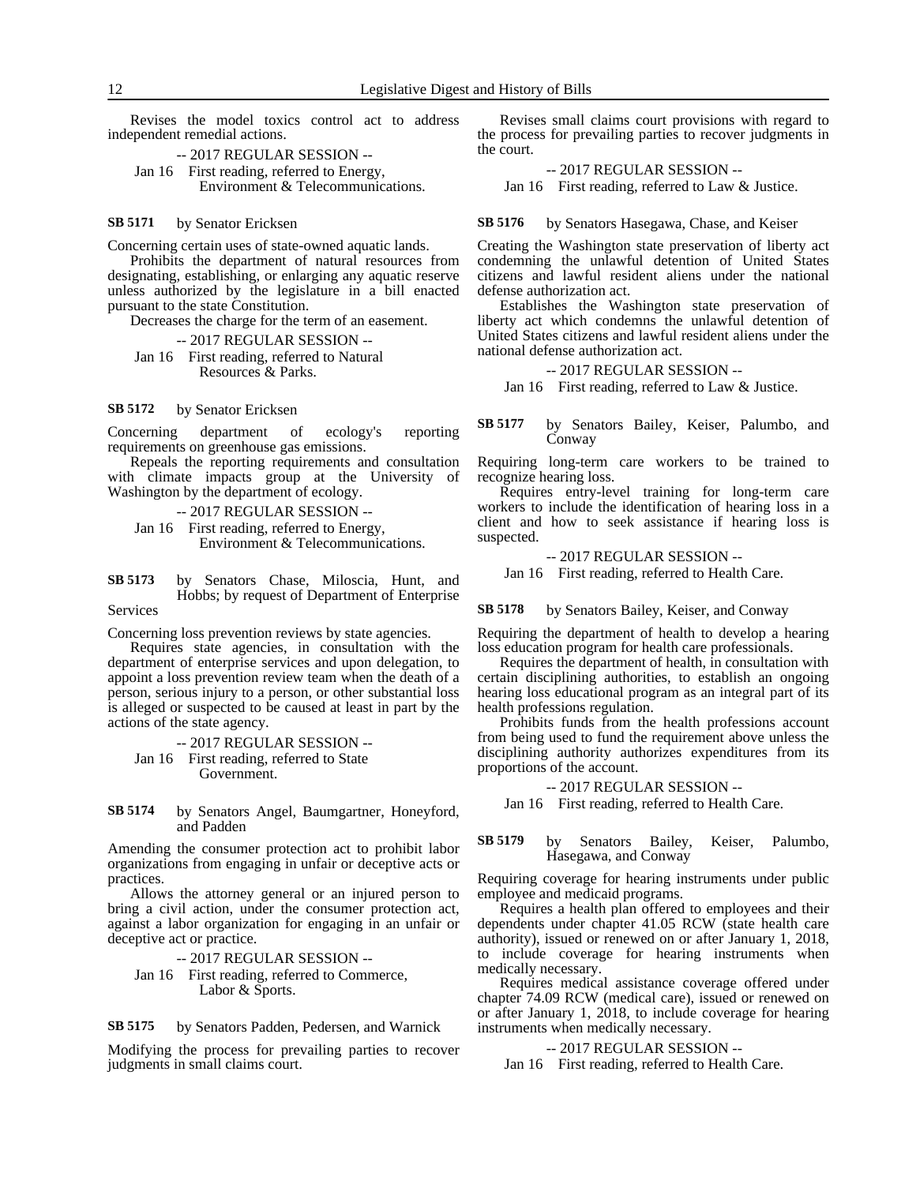Revises the model toxics control act to address independent remedial actions.

-- 2017 REGULAR SESSION --

Jan 16 First reading, referred to Energy, Environment & Telecommunications.

**SB 5171** by Senator Ericksen

Concerning certain uses of state-owned aquatic lands.

Prohibits the department of natural resources from designating, establishing, or enlarging any aquatic reserve unless authorized by the legislature in a bill enacted pursuant to the state Constitution.

Decreases the charge for the term of an easement.

-- 2017 REGULAR SESSION --

Jan 16 First reading, referred to Natural Resources & Parks.

**SB 5172** by Senator Ericksen

Concerning department of ecology's reporting requirements on greenhouse gas emissions.

Repeals the reporting requirements and consultation with climate impacts group at the University of Washington by the department of ecology.

-- 2017 REGULAR SESSION --

Jan 16 First reading, referred to Energy, Environment & Telecommunications.

**SB 5173** by Senators Chase, Miloscia, Hunt, and Hobbs; by request of Department of Enterprise Services

Concerning loss prevention reviews by state agencies.

Requires state agencies, in consultation with the department of enterprise services and upon delegation, to appoint a loss prevention review team when the death of a person, serious injury to a person, or other substantial loss is alleged or suspected to be caused at least in part by the actions of the state agency.

-- 2017 REGULAR SESSION --

Jan 16 First reading, referred to State Government.

**SB 5174** by Senators Angel, Baumgartner, Honeyford, and Padden

Amending the consumer protection act to prohibit labor organizations from engaging in unfair or deceptive acts or practices.

Allows the attorney general or an injured person to bring a civil action, under the consumer protection act, against a labor organization for engaging in an unfair or deceptive act or practice.

-- 2017 REGULAR SESSION --

Jan 16 First reading, referred to Commerce, Labor & Sports.

**SB 5175** by Senators Padden, Pedersen, and Warnick

Modifying the process for prevailing parties to recover judgments in small claims court.

Revises small claims court provisions with regard to the process for prevailing parties to recover judgments in the court.

-- 2017 REGULAR SESSION --

Jan 16 First reading, referred to Law & Justice.

**SB 5176** by Senators Hasegawa, Chase, and Keiser

Creating the Washington state preservation of liberty act condemning the unlawful detention of United States citizens and lawful resident aliens under the national defense authorization act.

Establishes the Washington state preservation of liberty act which condemns the unlawful detention of United States citizens and lawful resident aliens under the national defense authorization act.

-- 2017 REGULAR SESSION --

Jan 16 First reading, referred to Law & Justice.

**SB 5177** by Senators Bailey, Keiser, Palumbo, and Conway

Requiring long-term care workers to be trained to recognize hearing loss.

Requires entry-level training for long-term care workers to include the identification of hearing loss in a client and how to seek assistance if hearing loss is suspected.

-- 2017 REGULAR SESSION --

Jan 16 First reading, referred to Health Care.

**SB 5178** by Senators Bailey, Keiser, and Conway

Requiring the department of health to develop a hearing loss education program for health care professionals.

Requires the department of health, in consultation with certain disciplining authorities, to establish an ongoing hearing loss educational program as an integral part of its health professions regulation.

Prohibits funds from the health professions account from being used to fund the requirement above unless the disciplining authority authorizes expenditures from its proportions of the account.

-- 2017 REGULAR SESSION --

Jan 16 First reading, referred to Health Care.

**SB 5179** by Senators Bailey, Keiser, Palumbo, Hasegawa, and Conway

Requiring coverage for hearing instruments under public employee and medicaid programs.

Requires a health plan offered to employees and their dependents under chapter 41.05 RCW (state health care authority), issued or renewed on or after January 1, 2018, to include coverage for hearing instruments when medically necessary.

Requires medical assistance coverage offered under chapter 74.09 RCW (medical care), issued or renewed on or after January 1, 2018, to include coverage for hearing instruments when medically necessary.

-- 2017 REGULAR SESSION --

Jan 16 First reading, referred to Health Care.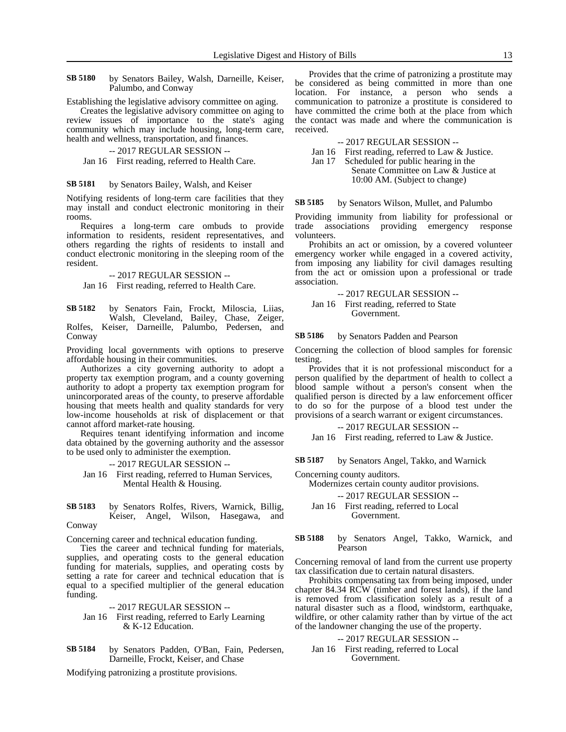**SB 5180** by Senators Bailey, Walsh, Darneille, Keiser, Palumbo, and Conway

Establishing the legislative advisory committee on aging.

Creates the legislative advisory committee on aging to review issues of importance to the state's aging community which may include housing, long-term care, health and wellness, transportation, and finances.

-- 2017 REGULAR SESSION --

Jan 16 First reading, referred to Health Care.

**SB 5181** by Senators Bailey, Walsh, and Keiser

Notifying residents of long-term care facilities that they may install and conduct electronic monitoring in their rooms.

Requires a long-term care ombuds to provide information to residents, resident representatives, and others regarding the rights of residents to install and conduct electronic monitoring in the sleeping room of the resident.

-- 2017 REGULAR SESSION --

Jan 16 First reading, referred to Health Care.

**SB 5182** by Senators Fain, Frockt, Miloscia, Liias, Walsh, Cleveland, Bailey, Chase, Zeiger, Rolfes, Keiser, Darneille, Palumbo, Pedersen, and Conway

Providing local governments with options to preserve affordable housing in their communities.

Authorizes a city governing authority to adopt a property tax exemption program, and a county governing authority to adopt a property tax exemption program for unincorporated areas of the county, to preserve affordable housing that meets health and quality standards for very low-income households at risk of displacement or that cannot afford market-rate housing.

Requires tenant identifying information and income data obtained by the governing authority and the assessor to be used only to administer the exemption.

-- 2017 REGULAR SESSION --

Jan 16 First reading, referred to Human Services, Mental Health & Housing.

**SB 5183** by Senators Rolfes, Rivers, Warnick, Billig, Keiser, Angel, Wilson, Hasegawa, and Conway

Concerning career and technical education funding.

Ties the career and technical funding for materials, supplies, and operating costs to the general education funding for materials, supplies, and operating costs by setting a rate for career and technical education that is equal to a specified multiplier of the general education funding.

-- 2017 REGULAR SESSION --

Jan 16 First reading, referred to Early Learning & K-12 Education.

**SB 5184** by Senators Padden, O'Ban, Fain, Pedersen, Darneille, Frockt, Keiser, and Chase

Modifying patronizing a prostitute provisions.

Provides that the crime of patronizing a prostitute may be considered as being committed in more than one location. For instance, a person who sends a communication to patronize a prostitute is considered to have committed the crime both at the place from which the contact was made and where the communication is received.

-- 2017 REGULAR SESSION --

Jan 16 First reading, referred to Law & Justice.

Jan 17 Scheduled for public hearing in the Senate Committee on Law & Justice at 10:00 AM. (Subject to change)

**SB 5185** by Senators Wilson, Mullet, and Palumbo

Providing immunity from liability for professional or trade associations providing emergency response volunteers.

Prohibits an act or omission, by a covered volunteer emergency worker while engaged in a covered activity, from imposing any liability for civil damages resulting from the act or omission upon a professional or trade association.

-- 2017 REGULAR SESSION --

Jan 16 First reading, referred to State Government.

**SB 5186** by Senators Padden and Pearson

Concerning the collection of blood samples for forensic testing.

Provides that it is not professional misconduct for a person qualified by the department of health to collect a blood sample without a person's consent when the qualified person is directed by a law enforcement officer to do so for the purpose of a blood test under the provisions of a search warrant or exigent circumstances.

-- 2017 REGULAR SESSION --

Jan 16 First reading, referred to Law & Justice.

**SB 5187** by Senators Angel, Takko, and Warnick

Concerning county auditors.

Modernizes certain county auditor provisions.

-- 2017 REGULAR SESSION --

Jan 16 First reading, referred to Local Government.

**SB 5188** by Senators Angel, Takko, Warnick, and Pearson

Concerning removal of land from the current use property tax classification due to certain natural disasters.

Prohibits compensating tax from being imposed, under chapter 84.34 RCW (timber and forest lands), if the land is removed from classification solely as a result of a natural disaster such as a flood, windstorm, earthquake, wildfire, or other calamity rather than by virtue of the act of the landowner changing the use of the property.

-- 2017 REGULAR SESSION --

Jan 16 First reading, referred to Local Government.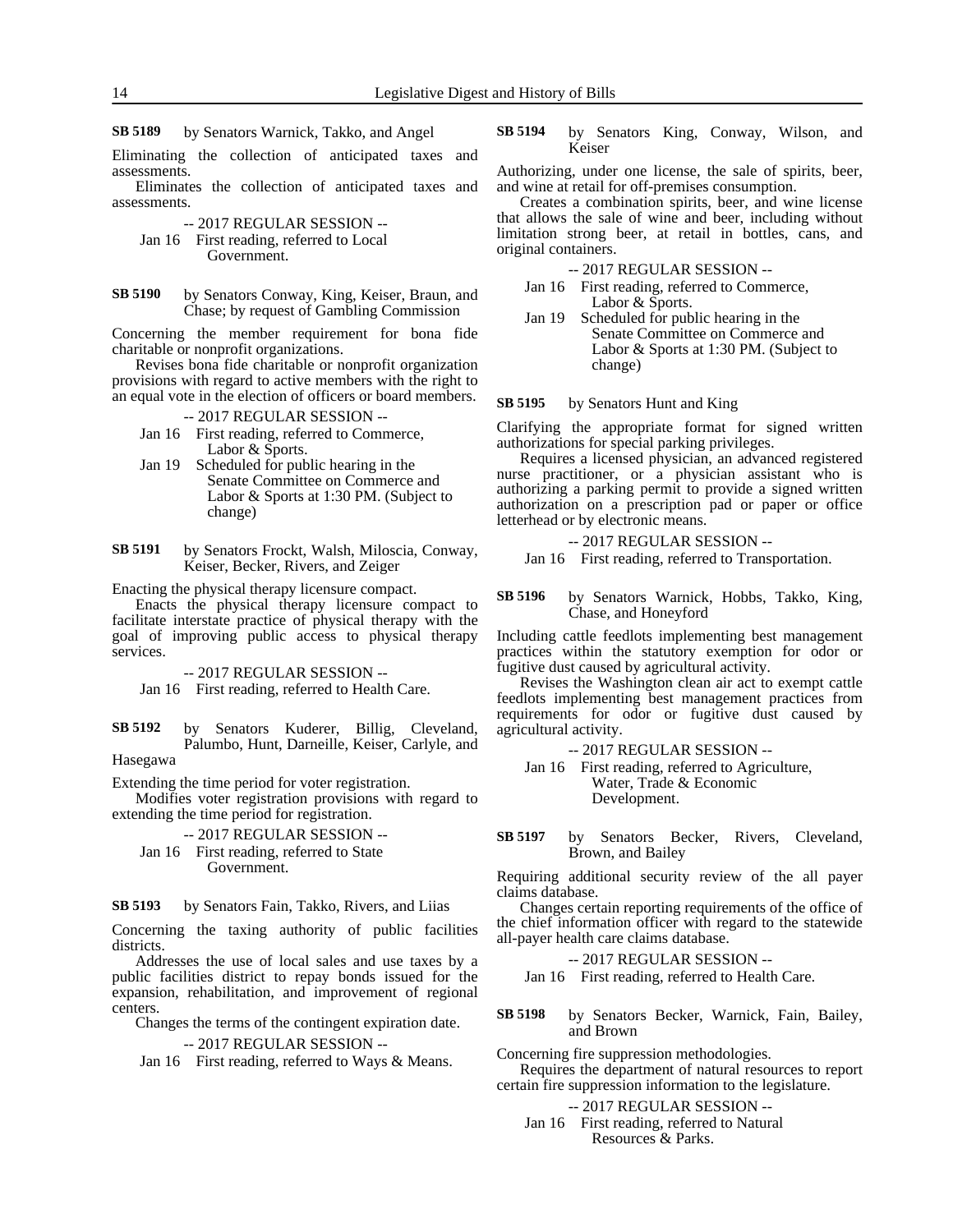**SB 5189** by Senators Warnick, Takko, and Angel

Eliminating the collection of anticipated taxes and assessments.

Eliminates the collection of anticipated taxes and assessments.

-- 2017 REGULAR SESSION --

Jan 16 First reading, referred to Local Government.

**SB 5190** by Senators Conway, King, Keiser, Braun, and Chase; by request of Gambling Commission

Concerning the member requirement for bona fide charitable or nonprofit organizations.

Revises bona fide charitable or nonprofit organization provisions with regard to active members with the right to an equal vote in the election of officers or board members.

-- 2017 REGULAR SESSION --

Jan 16 First reading, referred to Commerce, Labor & Sports.

Jan 19 Scheduled for public hearing in the Senate Committee on Commerce and Labor & Sports at 1:30 PM. (Subject to change)

**SB 5191** by Senators Frockt, Walsh, Miloscia, Conway, Keiser, Becker, Rivers, and Zeiger

Enacting the physical therapy licensure compact.

Enacts the physical therapy licensure compact to facilitate interstate practice of physical therapy with the goal of improving public access to physical therapy services.

-- 2017 REGULAR SESSION --

Jan 16 First reading, referred to Health Care.

**SB 5192** by Senators Kuderer, Billig, Cleveland, Palumbo, Hunt, Darneille, Keiser, Carlyle, and Hasegawa

Extending the time period for voter registration.

Modifies voter registration provisions with regard to extending the time period for registration.

-- 2017 REGULAR SESSION --

Jan 16 First reading, referred to State Government.

**SB 5193** by Senators Fain, Takko, Rivers, and Liias

Concerning the taxing authority of public facilities districts.

Addresses the use of local sales and use taxes by a public facilities district to repay bonds issued for the expansion, rehabilitation, and improvement of regional centers.

Changes the terms of the contingent expiration date.

-- 2017 REGULAR SESSION --

Jan 16 First reading, referred to Ways & Means.

**SB 5194** by Senators King, Conway, Wilson, and Keiser

Authorizing, under one license, the sale of spirits, beer, and wine at retail for off-premises consumption.

Creates a combination spirits, beer, and wine license that allows the sale of wine and beer, including without limitation strong beer, at retail in bottles, cans, and original containers.

-- 2017 REGULAR SESSION --

Jan 16 First reading, referred to Commerce, Labor & Sports.

Jan 19 Scheduled for public hearing in the Senate Committee on Commerce and Labor & Sports at 1:30 PM. (Subject to change)

**SB 5195** by Senators Hunt and King

Clarifying the appropriate format for signed written authorizations for special parking privileges.

Requires a licensed physician, an advanced registered nurse practitioner, or a physician assistant who is authorizing a parking permit to provide a signed written authorization on a prescription pad or paper or office letterhead or by electronic means.

-- 2017 REGULAR SESSION --

Jan 16 First reading, referred to Transportation.

**SB 5196** by Senators Warnick, Hobbs, Takko, King, Chase, and Honeyford

Including cattle feedlots implementing best management practices within the statutory exemption for odor or fugitive dust caused by agricultural activity.

Revises the Washington clean air act to exempt cattle feedlots implementing best management practices from requirements for odor or fugitive dust caused by agricultural activity.

-- 2017 REGULAR SESSION --

Jan 16 First reading, referred to Agriculture, Water, Trade & Economic Development.

**SB 5197** by Senators Becker, Rivers, Cleveland, Brown, and Bailey

Requiring additional security review of the all payer claims database.

Changes certain reporting requirements of the office of the chief information officer with regard to the statewide all-payer health care claims database.

-- 2017 REGULAR SESSION --

Jan 16 First reading, referred to Health Care.

**SB 5198** by Senators Becker, Warnick, Fain, Bailey, and Brown

Concerning fire suppression methodologies.

Requires the department of natural resources to report certain fire suppression information to the legislature.

-- 2017 REGULAR SESSION --

Jan 16 First reading, referred to Natural Resources & Parks.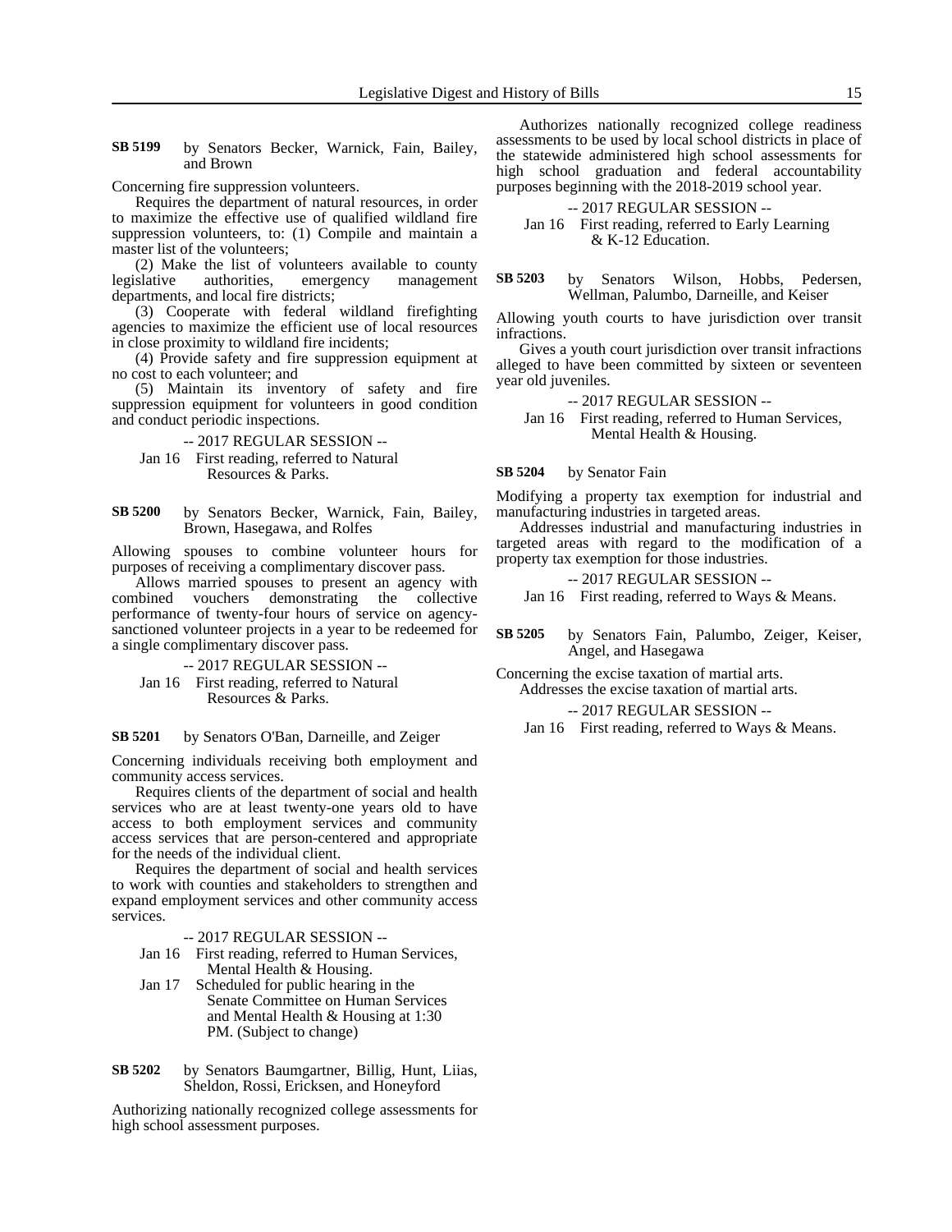**SB 5199** by Senators Becker, Warnick, Fain, Bailey, and Brown

Concerning fire suppression volunteers.

Requires the department of natural resources, in order to maximize the effective use of qualified wildland fire suppression volunteers, to: (1) Compile and maintain a master list of the volunteers;

(2) Make the list of volunteers available to county legislative authorities, emergency management departments, and local fire districts;

(3) Cooperate with federal wildland firefighting agencies to maximize the efficient use of local resources in close proximity to wildland fire incidents;

(4) Provide safety and fire suppression equipment at no cost to each volunteer; and

(5) Maintain its inventory of safety and fire suppression equipment for volunteers in good condition and conduct periodic inspections.

-- 2017 REGULAR SESSION --

Jan 16 First reading, referred to Natural Resources & Parks.

**SB 5200** by Senators Becker, Warnick, Fain, Bailey, Brown, Hasegawa, and Rolfes

Allowing spouses to combine volunteer hours for purposes of receiving a complimentary discover pass.

Allows married spouses to present an agency with combined vouchers demonstrating the collective performance of twenty-four hours of service on agency-sanctioned volunteer projects in a year to be redeemed for a single complimentary discover pass.

-- 2017 REGULAR SESSION --

Jan 16 First reading, referred to Natural Resources & Parks.

**SB 5201** by Senators O'Ban, Darneille, and Zeiger

Concerning individuals receiving both employment and community access services.

Requires clients of the department of social and health services who are at least twenty-one years old to have access to both employment services and community access services that are person-centered and appropriate for the needs of the individual client.

Requires the department of social and health services to work with counties and stakeholders to strengthen and expand employment services and other community access services.

-- 2017 REGULAR SESSION --

Jan 16 First reading, referred to Human Services, Mental Health & Housing.

Jan 17 Scheduled for public hearing in the Senate Committee on Human Services and Mental Health & Housing at 1:30 PM. (Subject to change)

**SB 5202** by Senators Baumgartner, Billig, Hunt, Liias, Sheldon, Rossi, Ericksen, and Honeyford

Authorizing nationally recognized college assessments for high school assessment purposes.

Authorizes nationally recognized college readiness assessments to be used by local school districts in place of the statewide administered high school assessments for high school graduation and federal accountability purposes beginning with the 2018-2019 school year.

-- 2017 REGULAR SESSION --

Jan 16 First reading, referred to Early Learning & K-12 Education.

**SB 5203** by Senators Wilson, Hobbs, Pedersen, Wellman, Palumbo, Darneille, and Keiser

Allowing youth courts to have jurisdiction over transit infractions.

Gives a youth court jurisdiction over transit infractions alleged to have been committed by sixteen or seventeen year old juveniles.

-- 2017 REGULAR SESSION --

Jan 16 First reading, referred to Human Services, Mental Health & Housing.

**SB 5204** by Senator Fain

Modifying a property tax exemption for industrial and manufacturing industries in targeted areas.

Addresses industrial and manufacturing industries in targeted areas with regard to the modification of a property tax exemption for those industries.

-- 2017 REGULAR SESSION --

Jan 16 First reading, referred to Ways & Means.

**SB 5205** by Senators Fain, Palumbo, Zeiger, Keiser, Angel, and Hasegawa

Concerning the excise taxation of martial arts.

Addresses the excise taxation of martial arts.

-- 2017 REGULAR SESSION --

Jan 16 First reading, referred to Ways & Means.